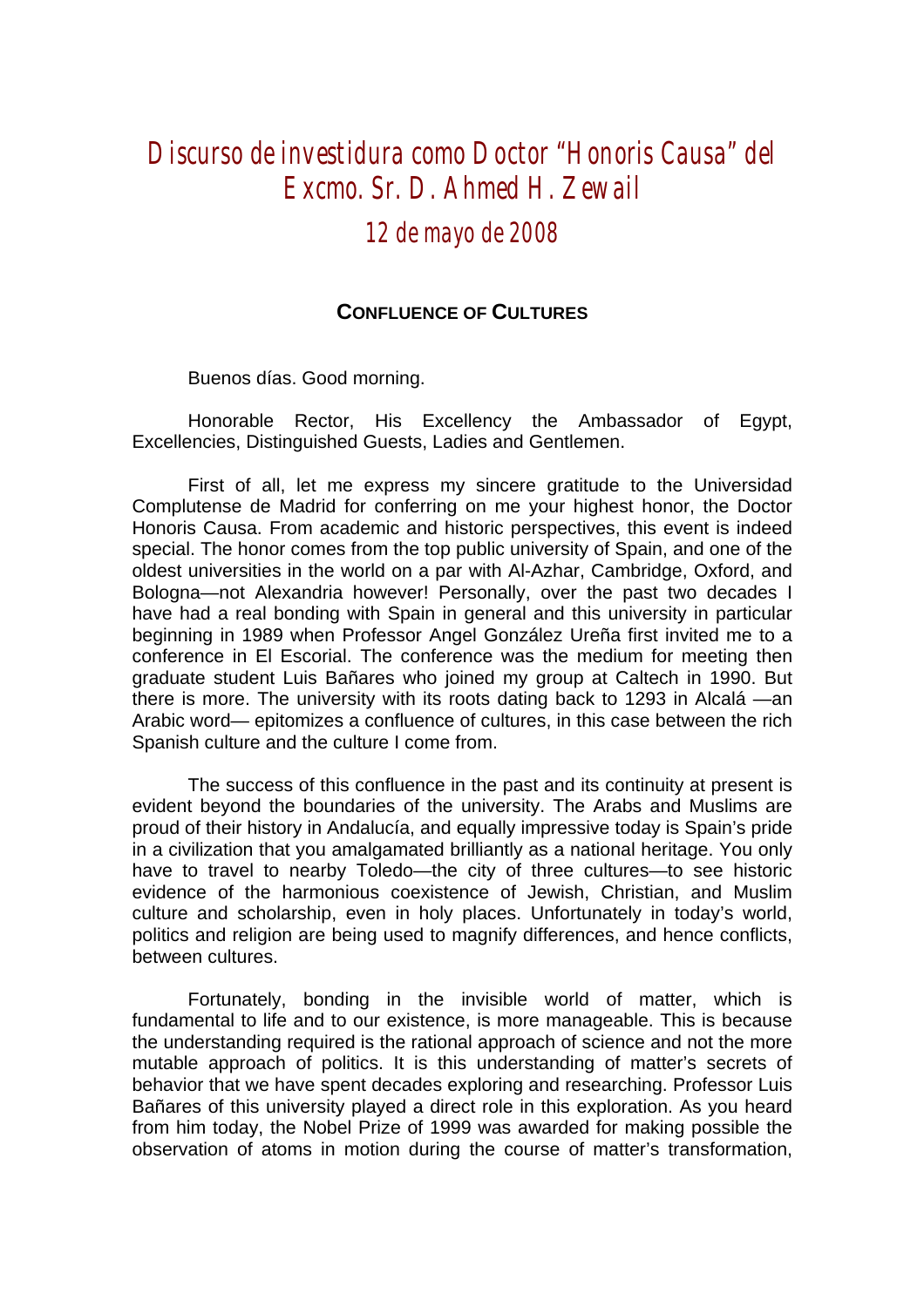# Discurso de investidura como Doctor "Honoris Causa" del Excmo. Sr. D. Ahmed H. Zewail

## 12 de mayo de 2008

### CONFLUENCE OF CULTURES

Buenos días. Good morning.

Honorable Rector, His Excellency the Ambassador of Egypt, Excellencies, Distinguished Guests, Ladies and Gentlemen.

First of all, let me express my sincere gratitude to the Universidad Complutense de Madrid for conferring on me your highest honor, the Doctor Honoris Causa. From academic and historic perspectives, this event is indeed special. The honor comes from the top public university of Spain, and one of the oldest universities in the world on a par with Al-Azhar, Cambridge, Oxford, and Bologna—not Alexandria however! Personally, over the past two decades I have had a real bonding with Spain in general and this university in particular beginning in 1989 when Professor Angel González Ureña first invited me to a conference in El Escorial. The conference was the medium for meeting then graduate student Luis Bañares who joined my group at Caltech in 1990. But there is more. The university with its roots dating back to 1293 in Alcalá —an Arabic word— epitomizes a confluence of cultures, in this case between the rich Spanish culture and the culture I come from.

The success of this confluence in the past and its continuity at present is evident beyond the boundaries of the university. The Arabs and Muslims are proud of their history in Andalucía, and equally impressive today is Spain's pride in a civilization that you amalgamated brilliantly as a national heritage. You only have to travel to nearby Toledo—the city of three cultures—to see historic evidence of the harmonious coexistence of Jewish, Christian, and Muslim culture and scholarship, even in holy places. Unfortunately in today's world, politics and religion are being used to magnify differences, and hence conflicts, between cultures.

Fortunately, bonding in the invisible world of matter, which is fundamental to life and to our existence, is more manageable. This is because the understanding required is the rational approach of science and not the more mutable approach of politics. It is this understanding of matter's secrets of behavior that we have spent decades exploring and researching. Professor Luis Bañares of this university played a direct role in this exploration. As you heard from him today, the Nobel Prize of 1999 was awarded for making possible the observation of atoms in motion during the course of matter's transformation,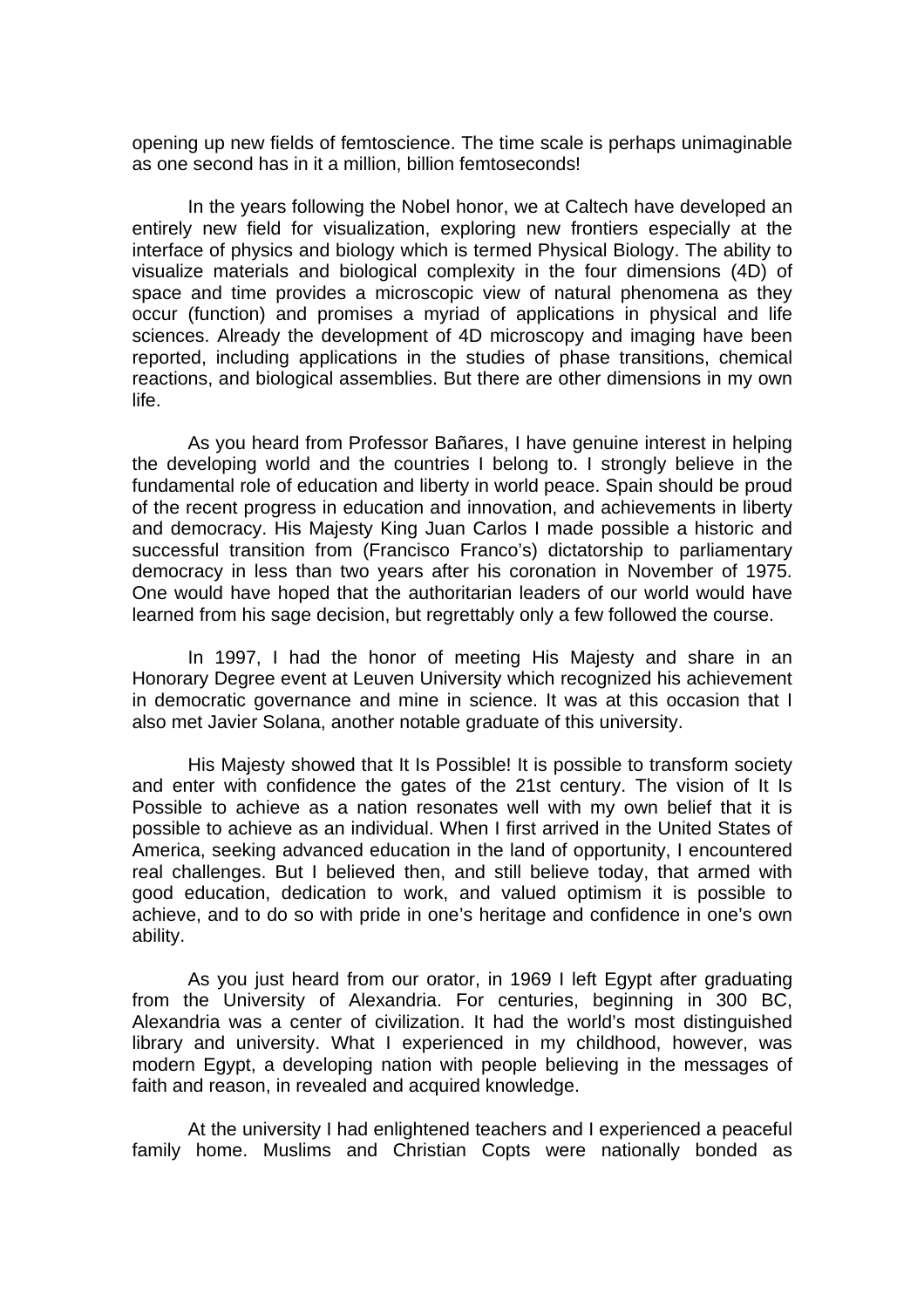opening up new fields of femtoscience. The time scale is perhaps unimaginable as one second has in it a million, billion femtoseconds!

In the years following the Nobel honor, we at Caltech have developed an entirely new field for visualization, exploring new frontiers especially at the interface of physics and biology which is termed Physical Biology. The ability to visualize materials and biological complexity in the four dimensions (4D) of space and time provides a microscopic view of natural phenomena as they occur (function) and promises a myriad of applications in physical and life sciences. Already the development of 4D microscopy and imaging have been reported, including applications in the studies of phase transitions, chemical reactions, and biological assemblies. But there are other dimensions in my own life.

As you heard from Professor Bañares, I have genuine interest in helping the developing world and the countries I belong to. I strongly believe in the fundamental role of education and liberty in world peace. Spain should be proud of the recent progress in education and innovation, and achievements in liberty and democracy. His Majesty King Juan Carlos I made possible a historic and successful transition from (Francisco Franco's) dictatorship to parliamentary democracy in less than two years after his coronation in November of 1975. One would have hoped that the authoritarian leaders of our world would have learned from his sage decision, but regrettably only a few followed the course.

In 1997, I had the honor of meeting His Majesty and share in an Honorary Degree event at Leuven University which recognized his achievement in democratic governance and mine in science. It was at this occasion that I also met Javier Solana, another notable graduate of this university.

His Majesty showed that It Is Possible! It is possible to transform society and enter with confidence the gates of the 21st century. The vision of It Is Possible to achieve as a nation resonates well with my own belief that it is possible to achieve as an individual. When I first arrived in the United States of America, seeking advanced education in the land of opportunity, I encountered real challenges. But I believed then, and still believe today, that armed with good education, dedication to work, and valued optimism it is possible to achieve, and to do so with pride in one's heritage and confidence in one's own ability.

As you just heard from our orator, in 1969 I left Egypt after graduating from the University of Alexandria. For centuries, beginning in 300 BC, Alexandria was a center of civilization. It had the world's most distinguished library and university. What I experienced in my childhood, however, was modern Egypt, a developing nation with people believing in the messages of faith and reason, in revealed and acquired knowledge.

At the university I had enlightened teachers and I experienced a peaceful family home. Muslims and Christian Copts were nationally bonded as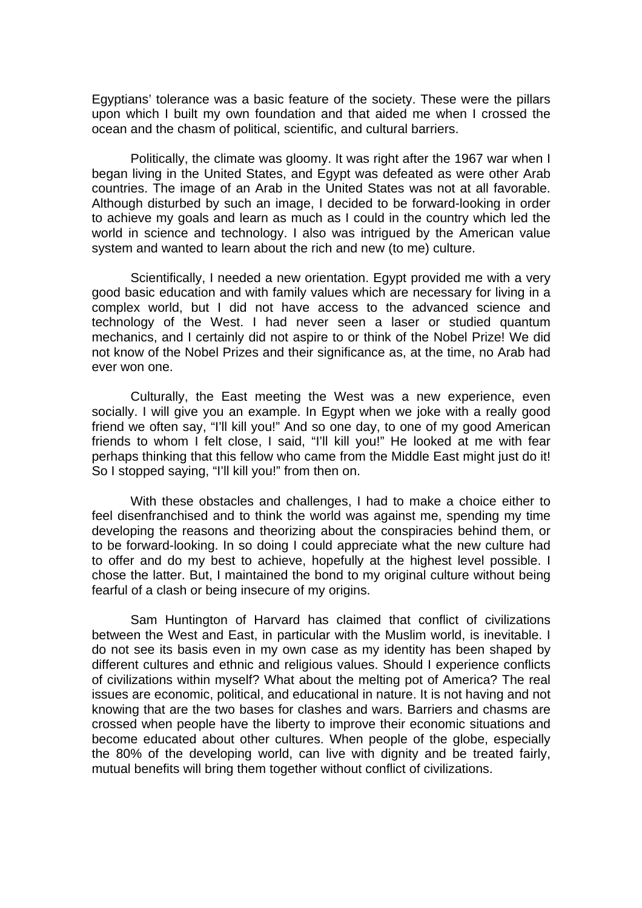Egyptians' tolerance was a basic feature of the society. These were the pillars upon which I built my own foundation and that aided me when I crossed the ocean and the chasm of political, scientific, and cultural barriers.

Politically, the climate was gloomy. It was right after the 1967 war when I began living in the United States, and Egypt was defeated as were other Arab countries. The image of an Arab in the United States was not at all favorable. Although disturbed by such an image, I decided to be forward-looking in order to achieve my goals and learn as much as I could in the country which led the world in science and technology. I also was intrigued by the American value system and wanted to learn about the rich and new (to me) culture.

Scientifically, I needed a new orientation. Egypt provided me with a very good basic education and with family values which are necessary for living in a complex world, but I did not have access to the advanced science and technology of the West. I had never seen a laser or studied quantum mechanics, and I certainly did not aspire to or think of the Nobel Prize! We did not know of the Nobel Prizes and their significance as, at the time, no Arab had ever won one.

Culturally, the East meeting the West was a new experience, even socially. I will give you an example. In Egypt when we joke with a really good friend we often say, "I'll kill you!" And so one day, to one of my good American friends to whom I felt close, I said, "I'll kill you!" He looked at me with fear perhaps thinking that this fellow who came from the Middle East might just do it! So I stopped saying, "I'll kill you!" from then on.

With these obstacles and challenges, I had to make a choice either to feel disenfranchised and to think the world was against me, spending my time developing the reasons and theorizing about the conspiracies behind them, or to be forward-looking. In so doing I could appreciate what the new culture had to offer and do my best to achieve, hopefully at the highest level possible. I chose the latter. But, I maintained the bond to my original culture without being fearful of a clash or being insecure of my origins.

Sam Huntington of Harvard has claimed that conflict of civilizations between the West and East, in particular with the Muslim world, is inevitable. I do not see its basis even in my own case as my identity has been shaped by different cultures and ethnic and religious values. Should I experience conflicts of civilizations within myself? What about the melting pot of America? The real issues are economic, political, and educational in nature. It is not having and not knowing that are the two bases for clashes and wars. Barriers and chasms are crossed when people have the liberty to improve their economic situations and become educated about other cultures. When people of the globe, especially the 80% of the developing world, can live with dignity and be treated fairly, mutual benefits will bring them together without conflict of civilizations.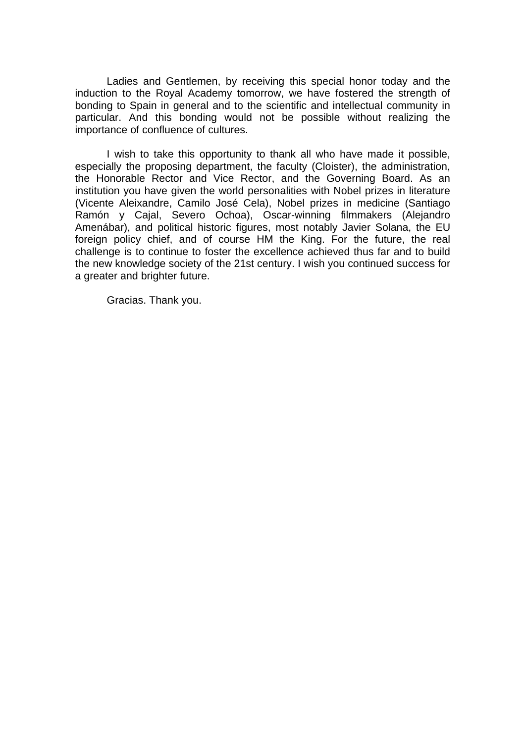Ladies and Gentlemen, by receiving this special honor today and the induction to the Royal Academy tomorrow, we have fostered the strength of bonding to Spain in general and to the scientific and intellectual community in particular. And this bonding would not be possible without realizing the importance of confluence of cultures.

I wish to take this opportunity to thank all who have made it possible, especially the proposing department, the faculty (Cloister), the administration, the Honorable Rector and Vice Rector, and the Governing Board. As an institution you have given the world personalities with Nobel prizes in literature (Vicente Aleixandre, Camilo José Cela), Nobel prizes in medicine (Santiago Ramón y Cajal, Severo Ochoa), Oscar-winning filmmakers (Alejandro Amenábar), and political historic figures, most notably Javier Solana, the EU foreign policy chief, and of course HM the King. For the future, the real challenge is to continue to foster the excellence achieved thus far and to build the new knowledge society of the 21st century. I wish you continued success for a greater and brighter future.

Gracias. Thank you.